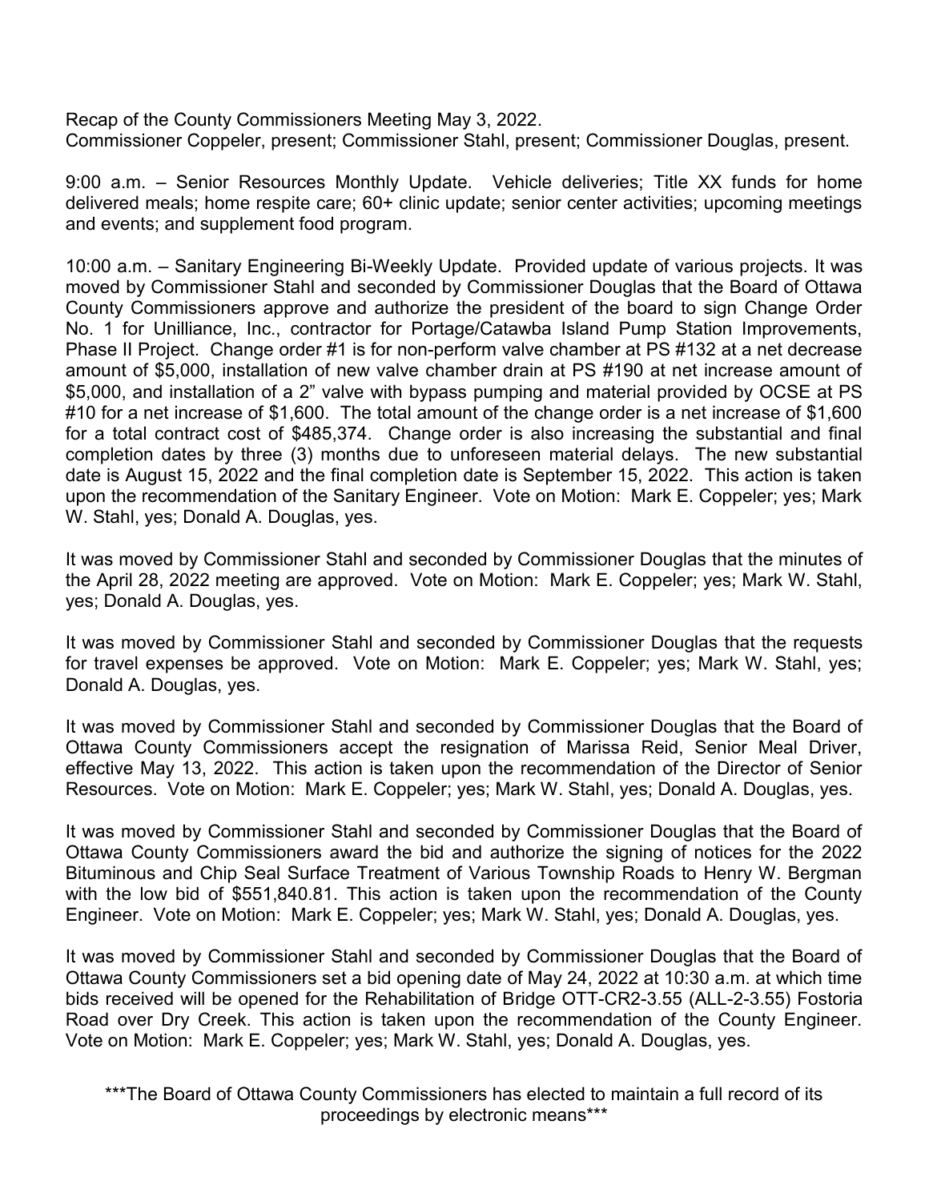Recap of the County Commissioners Meeting May 3, 2022.
Commissioner Coppeler, present; Commissioner Stahl, present; Commissioner Douglas, present.

9:00 a.m. – Senior Resources Monthly Update. Vehicle deliveries; Title XX funds for home delivered meals; home respite care; 60+ clinic update; senior center activities; upcoming meetings and events; and supplement food program.

10:00 a.m. – Sanitary Engineering Bi-Weekly Update. Provided update of various projects. It was moved by Commissioner Stahl and seconded by Commissioner Douglas that the Board of Ottawa County Commissioners approve and authorize the president of the board to sign Change Order No. 1 for Unilliance, Inc., contractor for Portage/Catawba Island Pump Station Improvements, Phase II Project. Change order #1 is for non-perform valve chamber at PS #132 at a net decrease amount of $5,000, installation of new valve chamber drain at PS #190 at net increase amount of $5,000, and installation of a 2" valve with bypass pumping and material provided by OCSE at PS #10 for a net increase of $1,600. The total amount of the change order is a net increase of $1,600 for a total contract cost of $485,374. Change order is also increasing the substantial and final completion dates by three (3) months due to unforeseen material delays. The new substantial date is August 15, 2022 and the final completion date is September 15, 2022. This action is taken upon the recommendation of the Sanitary Engineer. Vote on Motion: Mark E. Coppeler; yes; Mark W. Stahl, yes; Donald A. Douglas, yes.

It was moved by Commissioner Stahl and seconded by Commissioner Douglas that the minutes of the April 28, 2022 meeting are approved. Vote on Motion: Mark E. Coppeler; yes; Mark W. Stahl, yes; Donald A. Douglas, yes.

It was moved by Commissioner Stahl and seconded by Commissioner Douglas that the requests for travel expenses be approved. Vote on Motion: Mark E. Coppeler; yes; Mark W. Stahl, yes; Donald A. Douglas, yes.

It was moved by Commissioner Stahl and seconded by Commissioner Douglas that the Board of Ottawa County Commissioners accept the resignation of Marissa Reid, Senior Meal Driver, effective May 13, 2022. This action is taken upon the recommendation of the Director of Senior Resources. Vote on Motion: Mark E. Coppeler; yes; Mark W. Stahl, yes; Donald A. Douglas, yes.

It was moved by Commissioner Stahl and seconded by Commissioner Douglas that the Board of Ottawa County Commissioners award the bid and authorize the signing of notices for the 2022 Bituminous and Chip Seal Surface Treatment of Various Township Roads to Henry W. Bergman with the low bid of $551,840.81. This action is taken upon the recommendation of the County Engineer. Vote on Motion: Mark E. Coppeler; yes; Mark W. Stahl, yes; Donald A. Douglas, yes.

It was moved by Commissioner Stahl and seconded by Commissioner Douglas that the Board of Ottawa County Commissioners set a bid opening date of May 24, 2022 at 10:30 a.m. at which time bids received will be opened for the Rehabilitation of Bridge OTT-CR2-3.55 (ALL-2-3.55) Fostoria Road over Dry Creek. This action is taken upon the recommendation of the County Engineer. Vote on Motion: Mark E. Coppeler; yes; Mark W. Stahl, yes; Donald A. Douglas, yes.

***The Board of Ottawa County Commissioners has elected to maintain a full record of its proceedings by electronic means***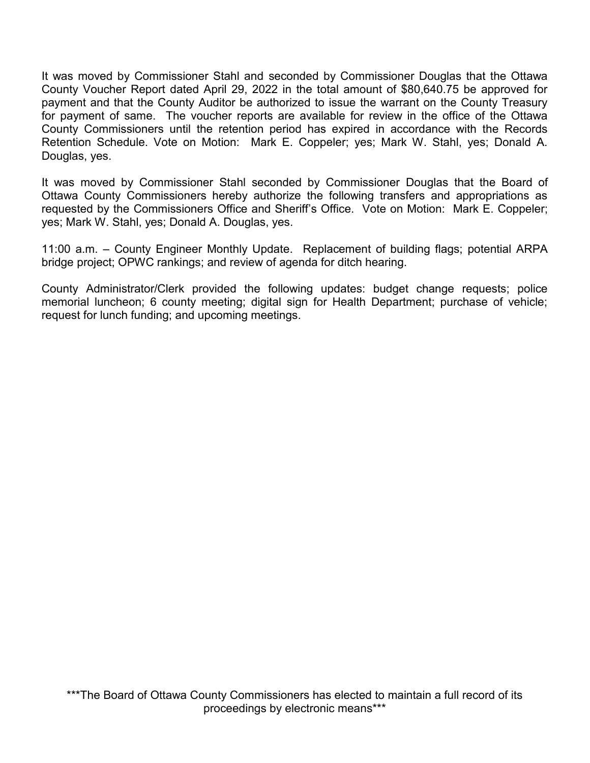It was moved by Commissioner Stahl and seconded by Commissioner Douglas that the Ottawa County Voucher Report dated April 29, 2022 in the total amount of $80,640.75 be approved for payment and that the County Auditor be authorized to issue the warrant on the County Treasury for payment of same. The voucher reports are available for review in the office of the Ottawa County Commissioners until the retention period has expired in accordance with the Records Retention Schedule. Vote on Motion: Mark E. Coppeler; yes; Mark W. Stahl, yes; Donald A. Douglas, yes.

It was moved by Commissioner Stahl seconded by Commissioner Douglas that the Board of Ottawa County Commissioners hereby authorize the following transfers and appropriations as requested by the Commissioners Office and Sheriff's Office. Vote on Motion: Mark E. Coppeler; yes; Mark W. Stahl, yes; Donald A. Douglas, yes.

11:00 a.m. – County Engineer Monthly Update. Replacement of building flags; potential ARPA bridge project; OPWC rankings; and review of agenda for ditch hearing.

County Administrator/Clerk provided the following updates: budget change requests; police memorial luncheon; 6 county meeting; digital sign for Health Department; purchase of vehicle; request for lunch funding; and upcoming meetings.

***The Board of Ottawa County Commissioners has elected to maintain a full record of its proceedings by electronic means***